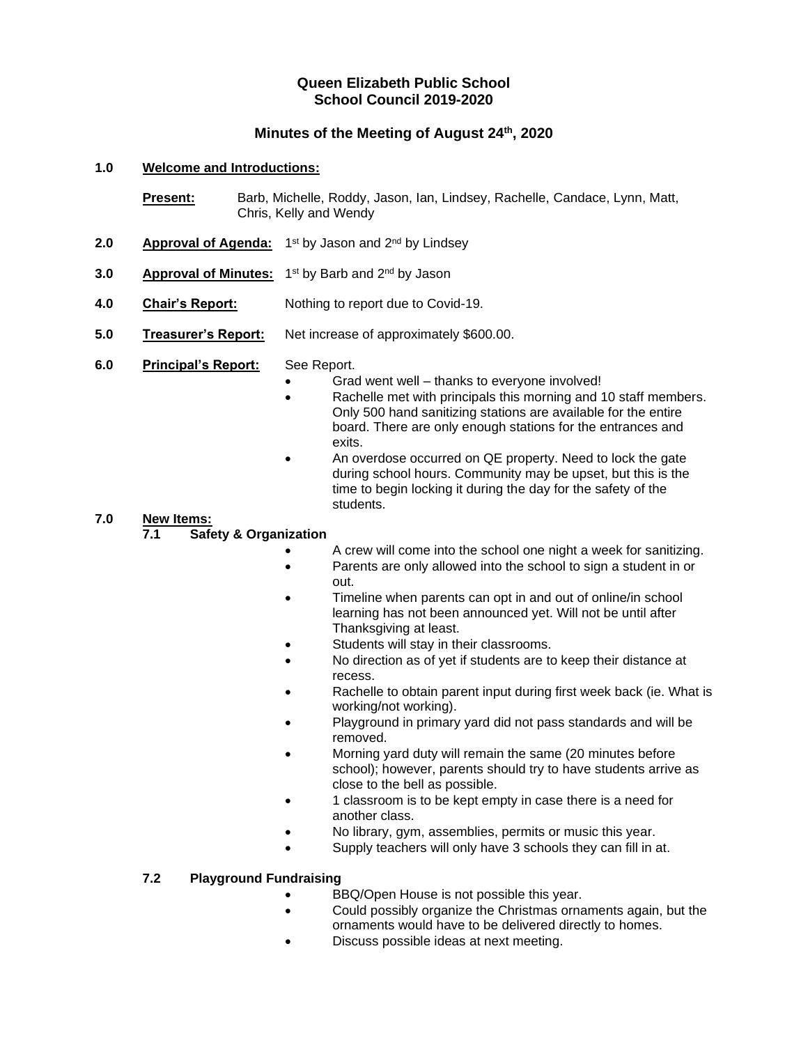# Queen Elizabeth Public School
# School Council 2019-2020

## Minutes of the Meeting of August 24th, 2020

**1.0 Welcome and Introductions:**

**Present:** Barb, Michelle, Roddy, Jason, Ian, Lindsey, Rachelle, Candace, Lynn, Matt, Chris, Kelly and Wendy

**2.0 Approval of Agenda:** 1st by Jason and 2nd by Lindsey

**3.0 Approval of Minutes:** 1st by Barb and 2nd by Jason

**4.0 Chair's Report:** Nothing to report due to Covid-19.

**5.0 Treasurer's Report:** Net increase of approximately $600.00.

**6.0 Principal's Report:** See Report.

- Grad went well – thanks to everyone involved!
- Rachelle met with principals this morning and 10 staff members. Only 500 hand sanitizing stations are available for the entire board. There are only enough stations for the entrances and exits.
- An overdose occurred on QE property. Need to lock the gate during school hours. Community may be upset, but this is the time to begin locking it during the day for the safety of the students.

**7.0 New Items:**

**7.1 Safety & Organization**

- A crew will come into the school one night a week for sanitizing.
- Parents are only allowed into the school to sign a student in or out.
- Timeline when parents can opt in and out of online/in school learning has not been announced yet. Will not be until after Thanksgiving at least.
- Students will stay in their classrooms.
- No direction as of yet if students are to keep their distance at recess.
- Rachelle to obtain parent input during first week back (ie. What is working/not working).
- Playground in primary yard did not pass standards and will be removed.
- Morning yard duty will remain the same (20 minutes before school); however, parents should try to have students arrive as close to the bell as possible.
- 1 classroom is to be kept empty in case there is a need for another class.
- No library, gym, assemblies, permits or music this year.
- Supply teachers will only have 3 schools they can fill in at.

**7.2 Playground Fundraising**

- BBQ/Open House is not possible this year.
- Could possibly organize the Christmas ornaments again, but the ornaments would have to be delivered directly to homes.
- Discuss possible ideas at next meeting.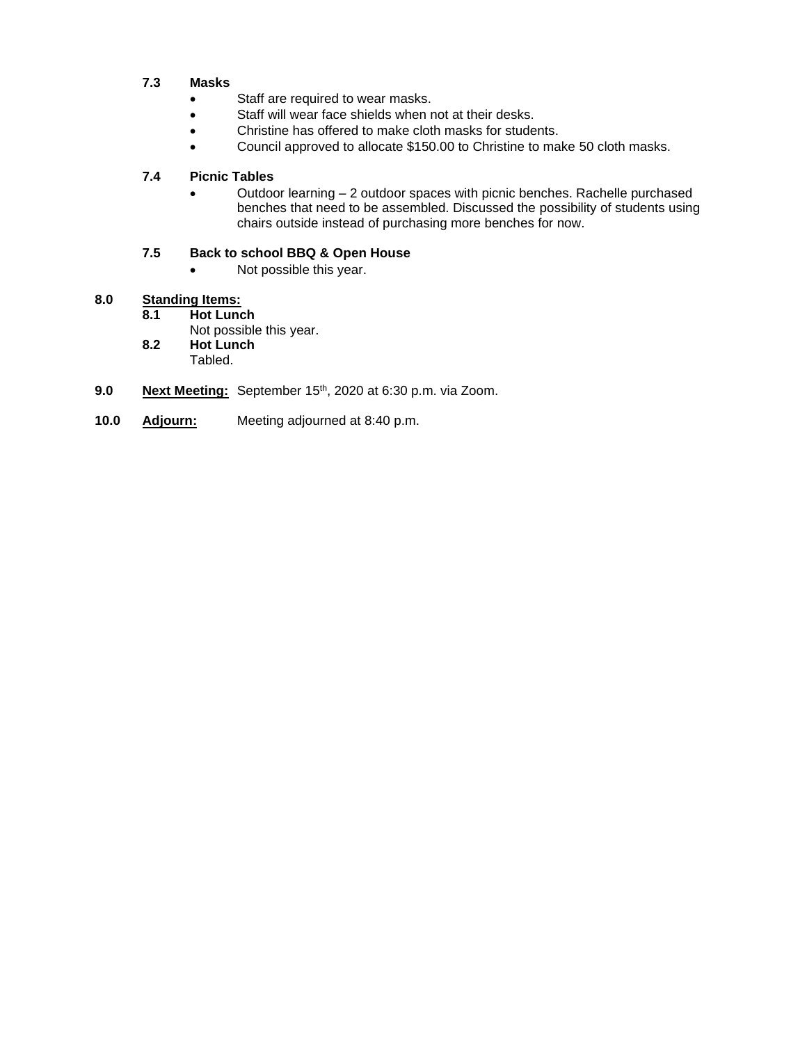### 7.3 Masks

- Staff are required to wear masks.
- Staff will wear face shields when not at their desks.
- Christine has offered to make cloth masks for students.
- Council approved to allocate $150.00 to Christine to make 50 cloth masks.

### 7.4 Picnic Tables

- Outdoor learning – 2 outdoor spaces with picnic benches. Rachelle purchased benches that need to be assembled. Discussed the possibility of students using chairs outside instead of purchasing more benches for now.

### 7.5 Back to school BBQ & Open House

- Not possible this year.

## 8.0 Standing Items:

### 8.1 Hot Lunch

Not possible this year.

### 8.2 Hot Lunch

Tabled.

## 9.0 Next Meeting: September 15th, 2020 at 6:30 p.m. via Zoom.

## 10.0 Adjourn: Meeting adjourned at 8:40 p.m.